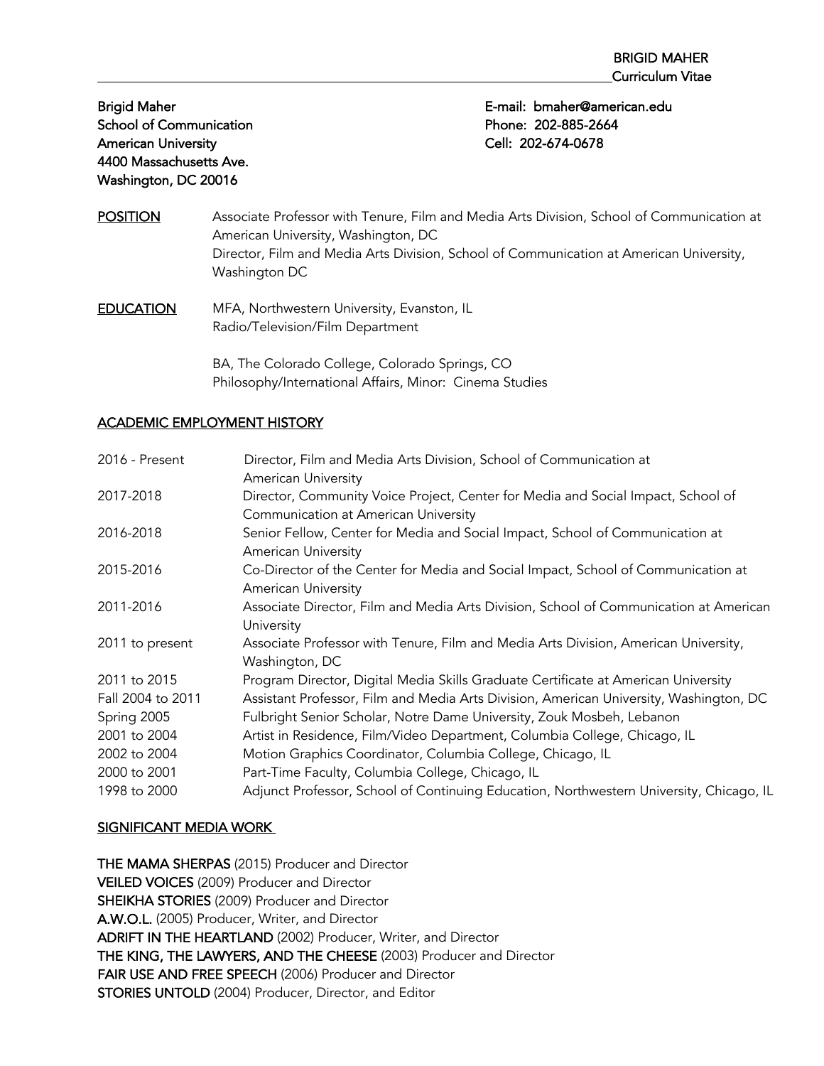BRIGID MAHER
Curriculum Vitae

Brigid Maher
School of Communication
American University
4400 Massachusetts Ave.
Washington, DC 20016

E-mail: bmaher@american.edu
Phone: 202-885-2664
Cell: 202-674-0678

**POSITION**

Associate Professor with Tenure, Film and Media Arts Division, School of Communication at American University, Washington, DC
Director, Film and Media Arts Division, School of Communication at American University, Washington DC

**EDUCATION**

MFA, Northwestern University, Evanston, IL
Radio/Television/Film Department

BA, The Colorado College, Colorado Springs, CO
Philosophy/International Affairs, Minor: Cinema Studies

## ACADEMIC EMPLOYMENT HISTORY

| | |
|---|---|
| 2016 - Present | Director, Film and Media Arts Division, School of Communication at American University |
| 2017-2018 | Director, Community Voice Project, Center for Media and Social Impact, School of Communication at American University |
| 2016-2018 | Senior Fellow, Center for Media and Social Impact, School of Communication at American University |
| 2015-2016 | Co-Director of the Center for Media and Social Impact, School of Communication at American University |
| 2011-2016 | Associate Director, Film and Media Arts Division, School of Communication at American University |
| 2011 to present | Associate Professor with Tenure, Film and Media Arts Division, American University, Washington, DC |
| 2011 to 2015 | Program Director, Digital Media Skills Graduate Certificate at American University |
| Fall 2004 to 2011 | Assistant Professor, Film and Media Arts Division, American University, Washington, DC |
| Spring 2005 | Fulbright Senior Scholar, Notre Dame University, Zouk Mosbeh, Lebanon |
| 2001 to 2004 | Artist in Residence, Film/Video Department, Columbia College, Chicago, IL |
| 2002 to 2004 | Motion Graphics Coordinator, Columbia College, Chicago, IL |
| 2000 to 2001 | Part-Time Faculty, Columbia College, Chicago, IL |
| 1998 to 2000 | Adjunct Professor, School of Continuing Education, Northwestern University, Chicago, IL |

## SIGNIFICANT MEDIA WORK

**THE MAMA SHERPAS** (2015) Producer and Director
**VEILED VOICES** (2009) Producer and Director
**SHEIKHA STORIES** (2009) Producer and Director
**A.W.O.L.** (2005) Producer, Writer, and Director
**ADRIFT IN THE HEARTLAND** (2002) Producer, Writer, and Director
**THE KING, THE LAWYERS, AND THE CHEESE** (2003) Producer and Director
**FAIR USE AND FREE SPEECH** (2006) Producer and Director
**STORIES UNTOLD** (2004) Producer, Director, and Editor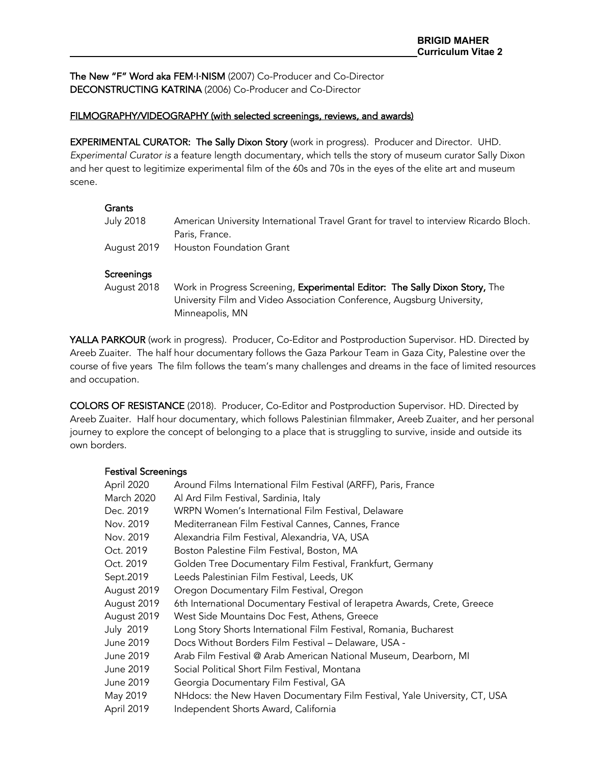**The New "F" Word aka FEM·I·NISM** (2007) Co-Producer and Co-Director
**DECONSTRUCTING KATRINA** (2006) Co-Producer and Co-Director

## FILMOGRAPHY/VIDEOGRAPHY (with selected screenings, reviews, and awards)

**EXPERIMENTAL CURATOR: The Sally Dixon Story** (work in progress). Producer and Director. UHD. *Experimental Curator is* a feature length documentary, which tells the story of museum curator Sally Dixon and her quest to legitimize experimental film of the 60s and 70s in the eyes of the elite art and museum scene.

**Grants**

| | |
|---|---|
| July 2018 | American University International Travel Grant for travel to interview Ricardo Bloch. Paris, France. |
| August 2019 | Houston Foundation Grant |

**Screenings**

| | |
|---|---|
| August 2018 | Work in Progress Screening, **Experimental Editor: The Sally Dixon Story,** The University Film and Video Association Conference, Augsburg University, Minneapolis, MN |

**YALLA PARKOUR** (work in progress). Producer, Co-Editor and Postproduction Supervisor. HD. Directed by Areeb Zuaiter. The half hour documentary follows the Gaza Parkour Team in Gaza City, Palestine over the course of five years The film follows the team's many challenges and dreams in the face of limited resources and occupation.

**COLORS OF RESISTANCE** (2018). Producer, Co-Editor and Postproduction Supervisor. HD. Directed by Areeb Zuaiter. Half hour documentary, which follows Palestinian filmmaker, Areeb Zuaiter, and her personal journey to explore the concept of belonging to a place that is struggling to survive, inside and outside its own borders.

**Festival Screenings**

| | |
|---|---|
| April 2020 | Around Films International Film Festival (ARFF), Paris, France |
| March 2020 | Al Ard Film Festival, Sardinia, Italy |
| Dec. 2019 | WRPN Women's International Film Festival, Delaware |
| Nov. 2019 | Mediterranean Film Festival Cannes, Cannes, France |
| Nov. 2019 | Alexandria Film Festival, Alexandria, VA, USA |
| Oct. 2019 | Boston Palestine Film Festival, Boston, MA |
| Oct. 2019 | Golden Tree Documentary Film Festival, Frankfurt, Germany |
| Sept.2019 | Leeds Palestinian Film Festival, Leeds, UK |
| August 2019 | Oregon Documentary Film Festival, Oregon |
| August 2019 | 6th International Documentary Festival of Ierapetra Awards, Crete, Greece |
| August 2019 | West Side Mountains Doc Fest, Athens, Greece |
| July 2019 | Long Story Shorts International Film Festival, Romania, Bucharest |
| June 2019 | Docs Without Borders Film Festival – Delaware, USA - |
| June 2019 | Arab Film Festival @ Arab American National Museum, Dearborn, MI |
| June 2019 | Social Political Short Film Festival, Montana |
| June 2019 | Georgia Documentary Film Festival, GA |
| May 2019 | NHdocs: the New Haven Documentary Film Festival, Yale University, CT, USA |
| April 2019 | Independent Shorts Award, California |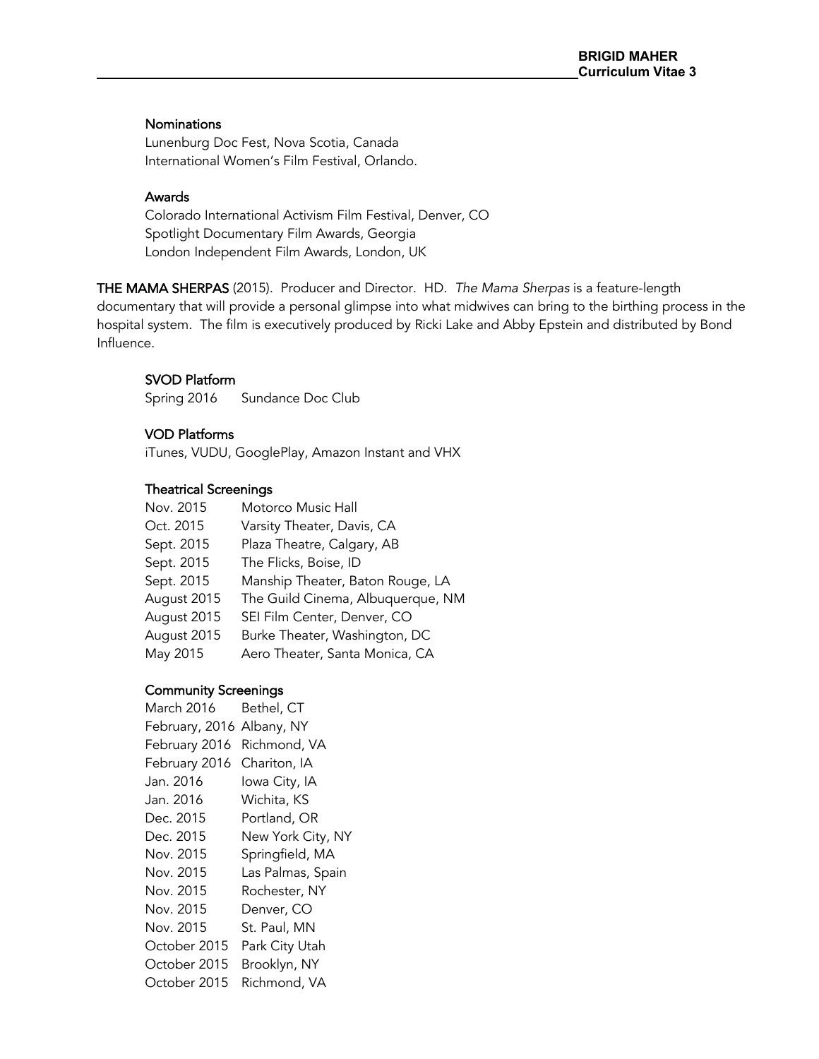#### Nominations

Lunenburg Doc Fest, Nova Scotia, Canada
International Women's Film Festival, Orlando.

#### Awards

Colorado International Activism Film Festival, Denver, CO
Spotlight Documentary Film Awards, Georgia
London Independent Film Awards, London, UK

**THE MAMA SHERPAS** (2015). Producer and Director. HD. *The Mama Sherpas* is a feature-length documentary that will provide a personal glimpse into what midwives can bring to the birthing process in the hospital system. The film is executively produced by Ricki Lake and Abby Epstein and distributed by Bond Influence.

#### SVOD Platform

| | |
|---|---|
| Spring 2016 | Sundance Doc Club |

#### VOD Platforms

iTunes, VUDU, GooglePlay, Amazon Instant and VHX

#### Theatrical Screenings

| | |
|---|---|
| Nov. 2015 | Motorco Music Hall |
| Oct. 2015 | Varsity Theater, Davis, CA |
| Sept. 2015 | Plaza Theatre, Calgary, AB |
| Sept. 2015 | The Flicks, Boise, ID |
| Sept. 2015 | Manship Theater, Baton Rouge, LA |
| August 2015 | The Guild Cinema, Albuquerque, NM |
| August 2015 | SEI Film Center, Denver, CO |
| August 2015 | Burke Theater, Washington, DC |
| May 2015 | Aero Theater, Santa Monica, CA |

#### Community Screenings

| | |
|---|---|
| March 2016 | Bethel, CT |
| February, 2016 | Albany, NY |
| February 2016 | Richmond, VA |
| February 2016 | Chariton, IA |
| Jan. 2016 | Iowa City, IA |
| Jan. 2016 | Wichita, KS |
| Dec. 2015 | Portland, OR |
| Dec. 2015 | New York City, NY |
| Nov. 2015 | Springfield, MA |
| Nov. 2015 | Las Palmas, Spain |
| Nov. 2015 | Rochester, NY |
| Nov. 2015 | Denver, CO |
| Nov. 2015 | St. Paul, MN |
| October 2015 | Park City Utah |
| October 2015 | Brooklyn, NY |
| October 2015 | Richmond, VA |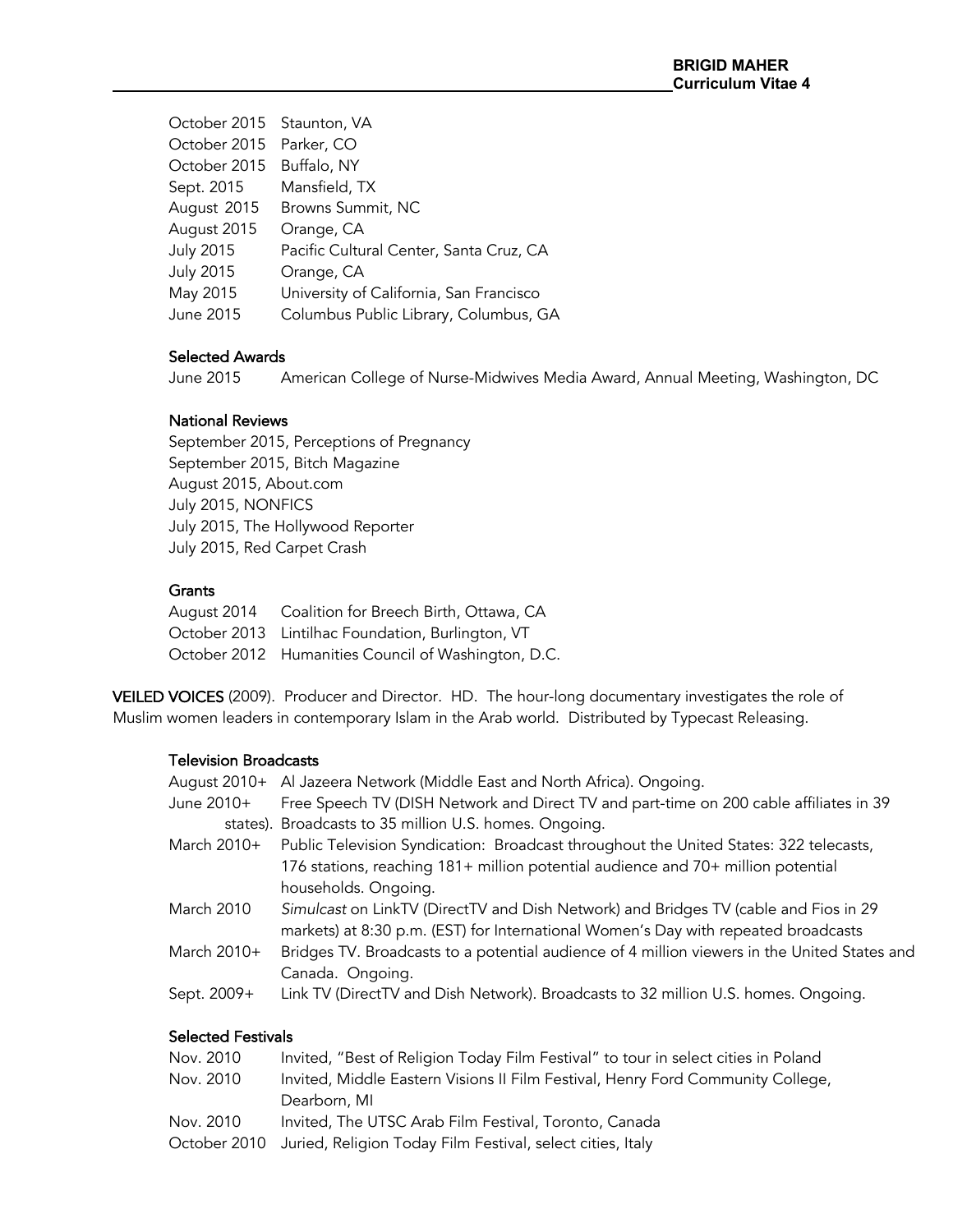| | |
|---|---|
| October 2015 | Staunton, VA |
| October 2015 | Parker, CO |
| October 2015 | Buffalo, NY |
| Sept. 2015 | Mansfield, TX |
| August 2015 | Browns Summit, NC |
| August 2015 | Orange, CA |
| July 2015 | Pacific Cultural Center, Santa Cruz, CA |
| July 2015 | Orange, CA |
| May 2015 | University of California, San Francisco |
| June 2015 | Columbus Public Library, Columbus, GA |

### Selected Awards

June 2015 American College of Nurse-Midwives Media Award, Annual Meeting, Washington, DC

### National Reviews

September 2015, Perceptions of Pregnancy
September 2015, Bitch Magazine
August 2015, About.com
July 2015, NONFICS
July 2015, The Hollywood Reporter
July 2015, Red Carpet Crash

### Grants

| | |
|---|---|
| August 2014 | Coalition for Breech Birth, Ottawa, CA |
| October 2013 | Lintilhac Foundation, Burlington, VT |
| October 2012 | Humanities Council of Washington, D.C. |

**VEILED VOICES** (2009). Producer and Director. HD. The hour-long documentary investigates the role of Muslim women leaders in contemporary Islam in the Arab world. Distributed by Typecast Releasing.

### Television Broadcasts

| | |
|---|---|
| August 2010+ | Al Jazeera Network (Middle East and North Africa). Ongoing. |
| June 2010+ | Free Speech TV (DISH Network and Direct TV and part-time on 200 cable affiliates in 39 states). Broadcasts to 35 million U.S. homes. Ongoing. |
| March 2010+ | Public Television Syndication: Broadcast throughout the United States: 322 telecasts, 176 stations, reaching 181+ million potential audience and 70+ million potential households. Ongoing. |
| March 2010 | *Simulcast* on LinkTV (DirectTV and Dish Network) and Bridges TV (cable and Fios in 29 markets) at 8:30 p.m. (EST) for International Women's Day with repeated broadcasts |
| March 2010+ | Bridges TV. Broadcasts to a potential audience of 4 million viewers in the United States and Canada. Ongoing. |
| Sept. 2009+ | Link TV (DirectTV and Dish Network). Broadcasts to 32 million U.S. homes. Ongoing. |

### Selected Festivals

| | |
|---|---|
| Nov. 2010 | Invited, "Best of Religion Today Film Festival" to tour in select cities in Poland |
| Nov. 2010 | Invited, Middle Eastern Visions II Film Festival, Henry Ford Community College, Dearborn, MI |
| Nov. 2010 | Invited, The UTSC Arab Film Festival, Toronto, Canada |
| October 2010 | Juried, Religion Today Film Festival, select cities, Italy |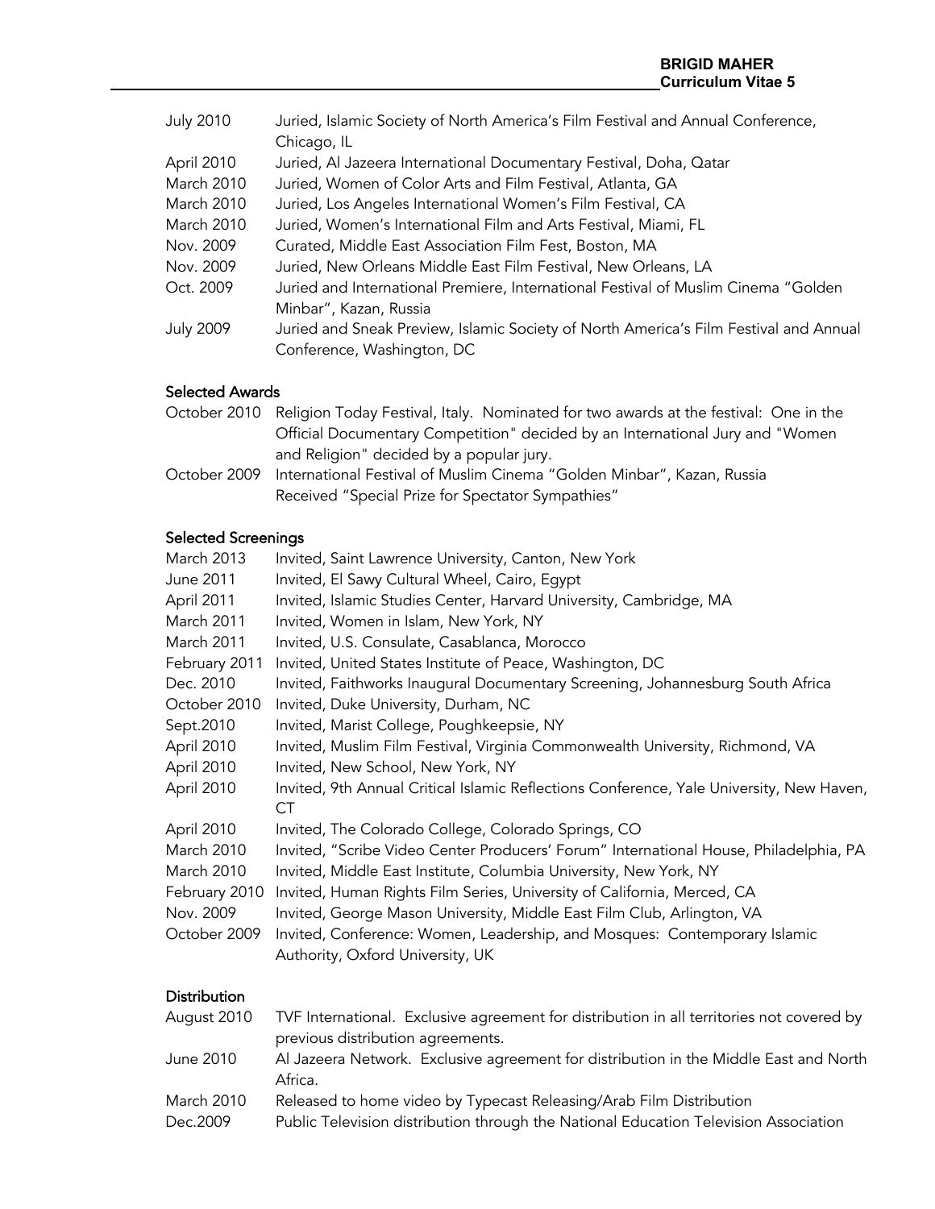| | |
|---|---|
| July 2010 | Juried, Islamic Society of North America's Film Festival and Annual Conference, Chicago, IL |
| April 2010 | Juried, Al Jazeera International Documentary Festival, Doha, Qatar |
| March 2010 | Juried, Women of Color Arts and Film Festival, Atlanta, GA |
| March 2010 | Juried, Los Angeles International Women's Film Festival, CA |
| March 2010 | Juried, Women's International Film and Arts Festival, Miami, FL |
| Nov. 2009 | Curated, Middle East Association Film Fest, Boston, MA |
| Nov. 2009 | Juried, New Orleans Middle East Film Festival, New Orleans, LA |
| Oct. 2009 | Juried and International Premiere, International Festival of Muslim Cinema "Golden Minbar", Kazan, Russia |
| July 2009 | Juried and Sneak Preview, Islamic Society of North America's Film Festival and Annual Conference, Washington, DC |

### Selected Awards

| | |
|---|---|
| October 2010 | Religion Today Festival, Italy. Nominated for two awards at the festival: One in the Official Documentary Competition" decided by an International Jury and "Women and Religion" decided by a popular jury. |
| October 2009 | International Festival of Muslim Cinema "Golden Minbar", Kazan, Russia<br>Received "Special Prize for Spectator Sympathies" |

### Selected Screenings

| | |
|---|---|
| March 2013 | Invited, Saint Lawrence University, Canton, New York |
| June 2011 | Invited, El Sawy Cultural Wheel, Cairo, Egypt |
| April 2011 | Invited, Islamic Studies Center, Harvard University, Cambridge, MA |
| March 2011 | Invited, Women in Islam, New York, NY |
| March 2011 | Invited, U.S. Consulate, Casablanca, Morocco |
| February 2011 | Invited, United States Institute of Peace, Washington, DC |
| Dec. 2010 | Invited, Faithworks Inaugural Documentary Screening, Johannesburg South Africa |
| October 2010 | Invited, Duke University, Durham, NC |
| Sept.2010 | Invited, Marist College, Poughkeepsie, NY |
| April 2010 | Invited, Muslim Film Festival, Virginia Commonwealth University, Richmond, VA |
| April 2010 | Invited, New School, New York, NY |
| April 2010 | Invited, 9th Annual Critical Islamic Reflections Conference, Yale University, New Haven, CT |
| April 2010 | Invited, The Colorado College, Colorado Springs, CO |
| March 2010 | Invited, "Scribe Video Center Producers' Forum" International House, Philadelphia, PA |
| March 2010 | Invited, Middle East Institute, Columbia University, New York, NY |
| February 2010 | Invited, Human Rights Film Series, University of California, Merced, CA |
| Nov. 2009 | Invited, George Mason University, Middle East Film Club, Arlington, VA |
| October 2009 | Invited, Conference: Women, Leadership, and Mosques: Contemporary Islamic Authority, Oxford University, UK |

### Distribution

| | |
|---|---|
| August 2010 | TVF International. Exclusive agreement for distribution in all territories not covered by previous distribution agreements. |
| June 2010 | Al Jazeera Network. Exclusive agreement for distribution in the Middle East and North Africa. |
| March 2010 | Released to home video by Typecast Releasing/Arab Film Distribution |
| Dec.2009 | Public Television distribution through the National Education Television Association |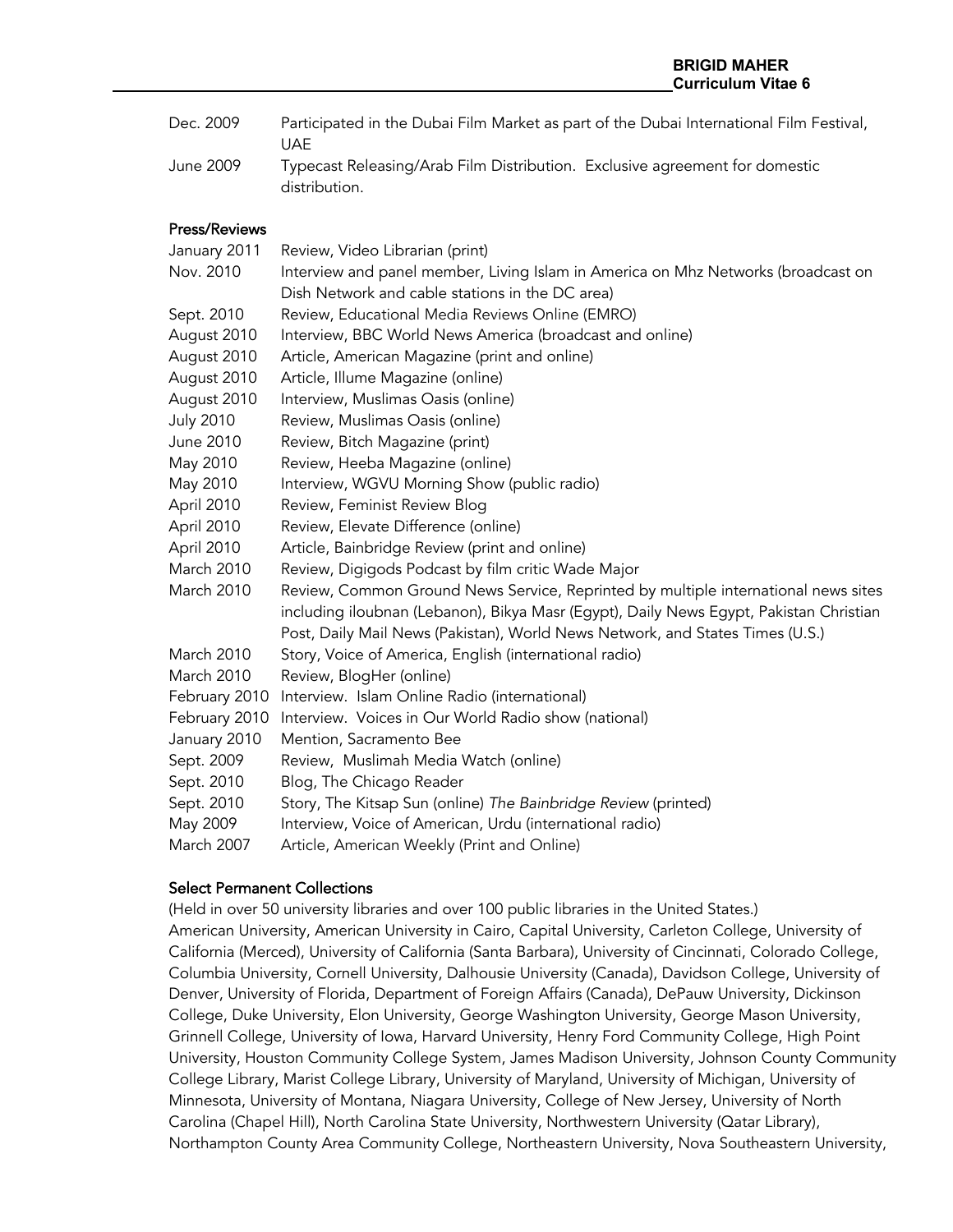| | |
|---|---|
| Dec. 2009 | Participated in the Dubai Film Market as part of the Dubai International Film Festival, UAE |
| June 2009 | Typecast Releasing/Arab Film Distribution. Exclusive agreement for domestic distribution. |

### Press/Reviews

| | |
|---|---|
| January 2011 | Review, Video Librarian (print) |
| Nov. 2010 | Interview and panel member, Living Islam in America on Mhz Networks (broadcast on Dish Network and cable stations in the DC area) |
| Sept. 2010 | Review, Educational Media Reviews Online (EMRO) |
| August 2010 | Interview, BBC World News America (broadcast and online) |
| August 2010 | Article, American Magazine (print and online) |
| August 2010 | Article, Illume Magazine (online) |
| August 2010 | Interview, Muslimas Oasis (online) |
| July 2010 | Review, Muslimas Oasis (online) |
| June 2010 | Review, Bitch Magazine (print) |
| May 2010 | Review, Heeba Magazine (online) |
| May 2010 | Interview, WGVU Morning Show (public radio) |
| April 2010 | Review, Feminist Review Blog |
| April 2010 | Review, Elevate Difference (online) |
| April 2010 | Article, Bainbridge Review (print and online) |
| March 2010 | Review, Digigods Podcast by film critic Wade Major |
| March 2010 | Review, Common Ground News Service, Reprinted by multiple international news sites including iloubnan (Lebanon), Bikya Masr (Egypt), Daily News Egypt, Pakistan Christian Post, Daily Mail News (Pakistan), World News Network, and States Times (U.S.) |
| March 2010 | Story, Voice of America, English (international radio) |
| March 2010 | Review, BlogHer (online) |
| February 2010 | Interview. Islam Online Radio (international) |
| February 2010 | Interview. Voices in Our World Radio show (national) |
| January 2010 | Mention, Sacramento Bee |
| Sept. 2009 | Review, Muslimah Media Watch (online) |
| Sept. 2010 | Blog, The Chicago Reader |
| Sept. 2010 | Story, The Kitsap Sun (online) *The Bainbridge Review* (printed) |
| May 2009 | Interview, Voice of American, Urdu (international radio) |
| March 2007 | Article, American Weekly (Print and Online) |

### Select Permanent Collections

(Held in over 50 university libraries and over 100 public libraries in the United States.)
American University, American University in Cairo, Capital University, Carleton College, University of California (Merced), University of California (Santa Barbara), University of Cincinnati, Colorado College, Columbia University, Cornell University, Dalhousie University (Canada), Davidson College, University of Denver, University of Florida, Department of Foreign Affairs (Canada), DePauw University, Dickinson College, Duke University, Elon University, George Washington University, George Mason University, Grinnell College, University of Iowa, Harvard University, Henry Ford Community College, High Point University, Houston Community College System, James Madison University, Johnson County Community College Library, Marist College Library, University of Maryland, University of Michigan, University of Minnesota, University of Montana, Niagara University, College of New Jersey, University of North Carolina (Chapel Hill), North Carolina State University, Northwestern University (Qatar Library), Northampton County Area Community College, Northeastern University, Nova Southeastern University,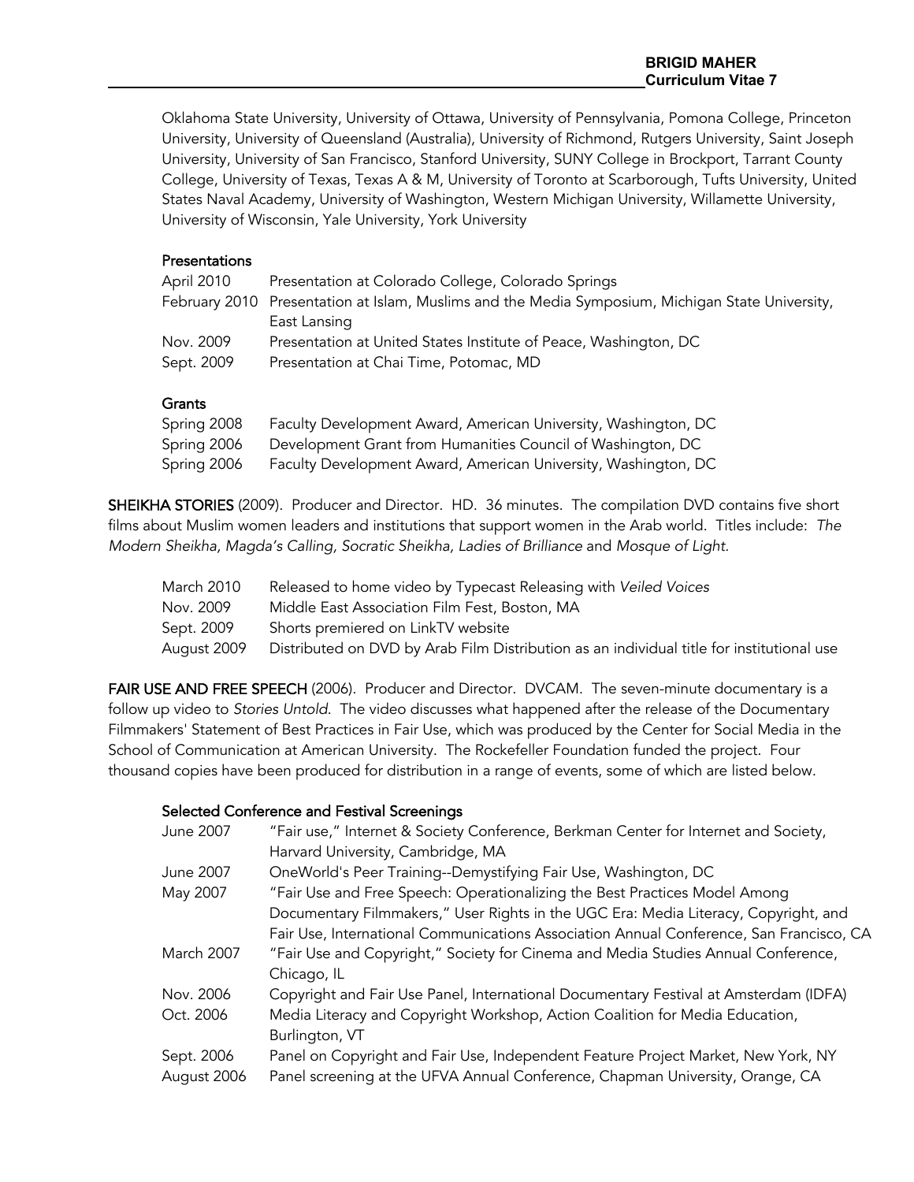Oklahoma State University, University of Ottawa, University of Pennsylvania, Pomona College, Princeton University, University of Queensland (Australia), University of Richmond, Rutgers University, Saint Joseph University, University of San Francisco, Stanford University, SUNY College in Brockport, Tarrant County College, University of Texas, Texas A & M, University of Toronto at Scarborough, Tufts University, United States Naval Academy, University of Washington, Western Michigan University, Willamette University, University of Wisconsin, Yale University, York University

**Presentations**

| | |
|---|---|
| April 2010 | Presentation at Colorado College, Colorado Springs |
| February 2010 | Presentation at Islam, Muslims and the Media Symposium, Michigan State University, East Lansing |
| Nov. 2009 | Presentation at United States Institute of Peace, Washington, DC |
| Sept. 2009 | Presentation at Chai Time, Potomac, MD |

**Grants**

| | |
|---|---|
| Spring 2008 | Faculty Development Award, American University, Washington, DC |
| Spring 2006 | Development Grant from Humanities Council of Washington, DC |
| Spring 2006 | Faculty Development Award, American University, Washington, DC |

**SHEIKHA STORIES** (2009). Producer and Director. HD. 36 minutes. The compilation DVD contains five short films about Muslim women leaders and institutions that support women in the Arab world. Titles include: *The Modern Sheikha, Magda's Calling, Socratic Sheikha, Ladies of Brilliance* and *Mosque of Light*.

| | |
|---|---|
| March 2010 | Released to home video by Typecast Releasing with *Veiled Voices* |
| Nov. 2009 | Middle East Association Film Fest, Boston, MA |
| Sept. 2009 | Shorts premiered on LinkTV website |
| August 2009 | Distributed on DVD by Arab Film Distribution as an individual title for institutional use |

**FAIR USE AND FREE SPEECH** (2006). Producer and Director. DVCAM. The seven-minute documentary is a follow up video to *Stories Untold*. The video discusses what happened after the release of the Documentary Filmmakers' Statement of Best Practices in Fair Use, which was produced by the Center for Social Media in the School of Communication at American University. The Rockefeller Foundation funded the project. Four thousand copies have been produced for distribution in a range of events, some of which are listed below.

**Selected Conference and Festival Screenings**

| | |
|---|---|
| June 2007 | "Fair use," Internet & Society Conference, Berkman Center for Internet and Society, Harvard University, Cambridge, MA |
| June 2007 | OneWorld's Peer Training--Demystifying Fair Use, Washington, DC |
| May 2007 | "Fair Use and Free Speech: Operationalizing the Best Practices Model Among Documentary Filmmakers," User Rights in the UGC Era: Media Literacy, Copyright, and Fair Use, International Communications Association Annual Conference, San Francisco, CA |
| March 2007 | "Fair Use and Copyright," Society for Cinema and Media Studies Annual Conference, Chicago, IL |
| Nov. 2006 | Copyright and Fair Use Panel, International Documentary Festival at Amsterdam (IDFA) |
| Oct. 2006 | Media Literacy and Copyright Workshop, Action Coalition for Media Education, Burlington, VT |
| Sept. 2006 | Panel on Copyright and Fair Use, Independent Feature Project Market, New York, NY |
| August 2006 | Panel screening at the UFVA Annual Conference, Chapman University, Orange, CA |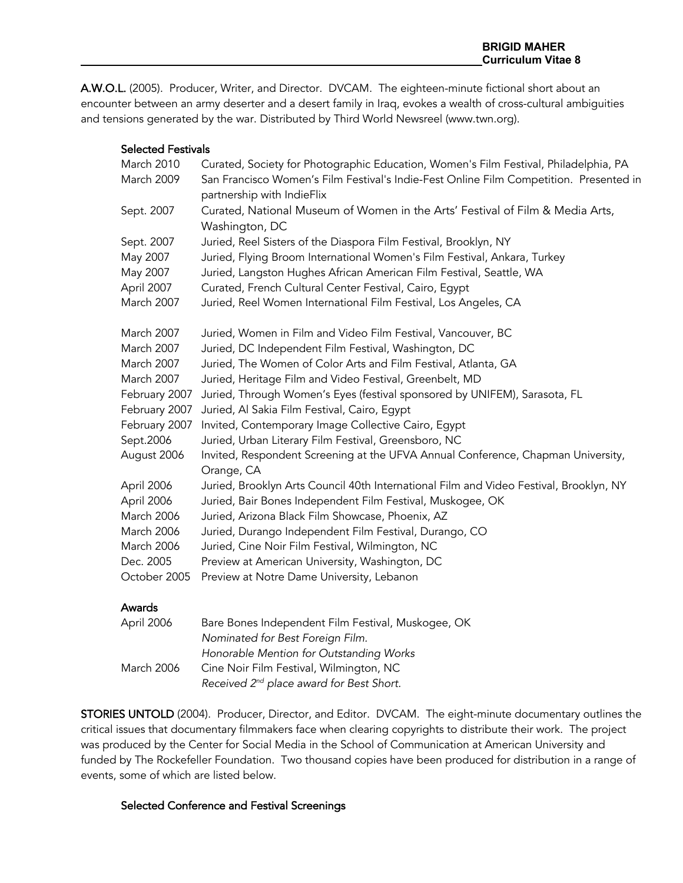**A.W.O.L.** (2005). Producer, Writer, and Director. DVCAM. The eighteen-minute fictional short about an encounter between an army deserter and a desert family in Iraq, evokes a wealth of cross-cultural ambiguities and tensions generated by the war. Distributed by Third World Newsreel (www.twn.org).

**Selected Festivals**

| | |
|---|---|
| March 2010 | Curated, Society for Photographic Education, Women's Film Festival, Philadelphia, PA |
| March 2009 | San Francisco Women's Film Festival's Indie-Fest Online Film Competition. Presented in partnership with IndieFlix |
| Sept. 2007 | Curated, National Museum of Women in the Arts' Festival of Film & Media Arts, Washington, DC |
| Sept. 2007 | Juried, Reel Sisters of the Diaspora Film Festival, Brooklyn, NY |
| May 2007 | Juried, Flying Broom International Women's Film Festival, Ankara, Turkey |
| May 2007 | Juried, Langston Hughes African American Film Festival, Seattle, WA |
| April 2007 | Curated, French Cultural Center Festival, Cairo, Egypt |
| March 2007 | Juried, Reel Women International Film Festival, Los Angeles, CA |
| March 2007 | Juried, Women in Film and Video Film Festival, Vancouver, BC |
| March 2007 | Juried, DC Independent Film Festival, Washington, DC |
| March 2007 | Juried, The Women of Color Arts and Film Festival, Atlanta, GA |
| March 2007 | Juried, Heritage Film and Video Festival, Greenbelt, MD |
| February 2007 | Juried, Through Women's Eyes (festival sponsored by UNIFEM), Sarasota, FL |
| February 2007 | Juried, Al Sakia Film Festival, Cairo, Egypt |
| February 2007 | Invited, Contemporary Image Collective Cairo, Egypt |
| Sept.2006 | Juried, Urban Literary Film Festival, Greensboro, NC |
| August 2006 | Invited, Respondent Screening at the UFVA Annual Conference, Chapman University, Orange, CA |
| April 2006 | Juried, Brooklyn Arts Council 40th International Film and Video Festival, Brooklyn, NY |
| April 2006 | Juried, Bair Bones Independent Film Festival, Muskogee, OK |
| March 2006 | Juried, Arizona Black Film Showcase, Phoenix, AZ |
| March 2006 | Juried, Durango Independent Film Festival, Durango, CO |
| March 2006 | Juried, Cine Noir Film Festival, Wilmington, NC |
| Dec. 2005 | Preview at American University, Washington, DC |
| October 2005 | Preview at Notre Dame University, Lebanon |

**Awards**

| | |
|---|---|
| April 2006 | Bare Bones Independent Film Festival, Muskogee, OK<br>*Nominated for Best Foreign Film.*<br>*Honorable Mention for Outstanding Works* |
| March 2006 | Cine Noir Film Festival, Wilmington, NC<br>*Received 2nd place award for Best Short.* |

**STORIES UNTOLD** (2004). Producer, Director, and Editor. DVCAM. The eight-minute documentary outlines the critical issues that documentary filmmakers face when clearing copyrights to distribute their work. The project was produced by the Center for Social Media in the School of Communication at American University and funded by The Rockefeller Foundation. Two thousand copies have been produced for distribution in a range of events, some of which are listed below.

**Selected Conference and Festival Screenings**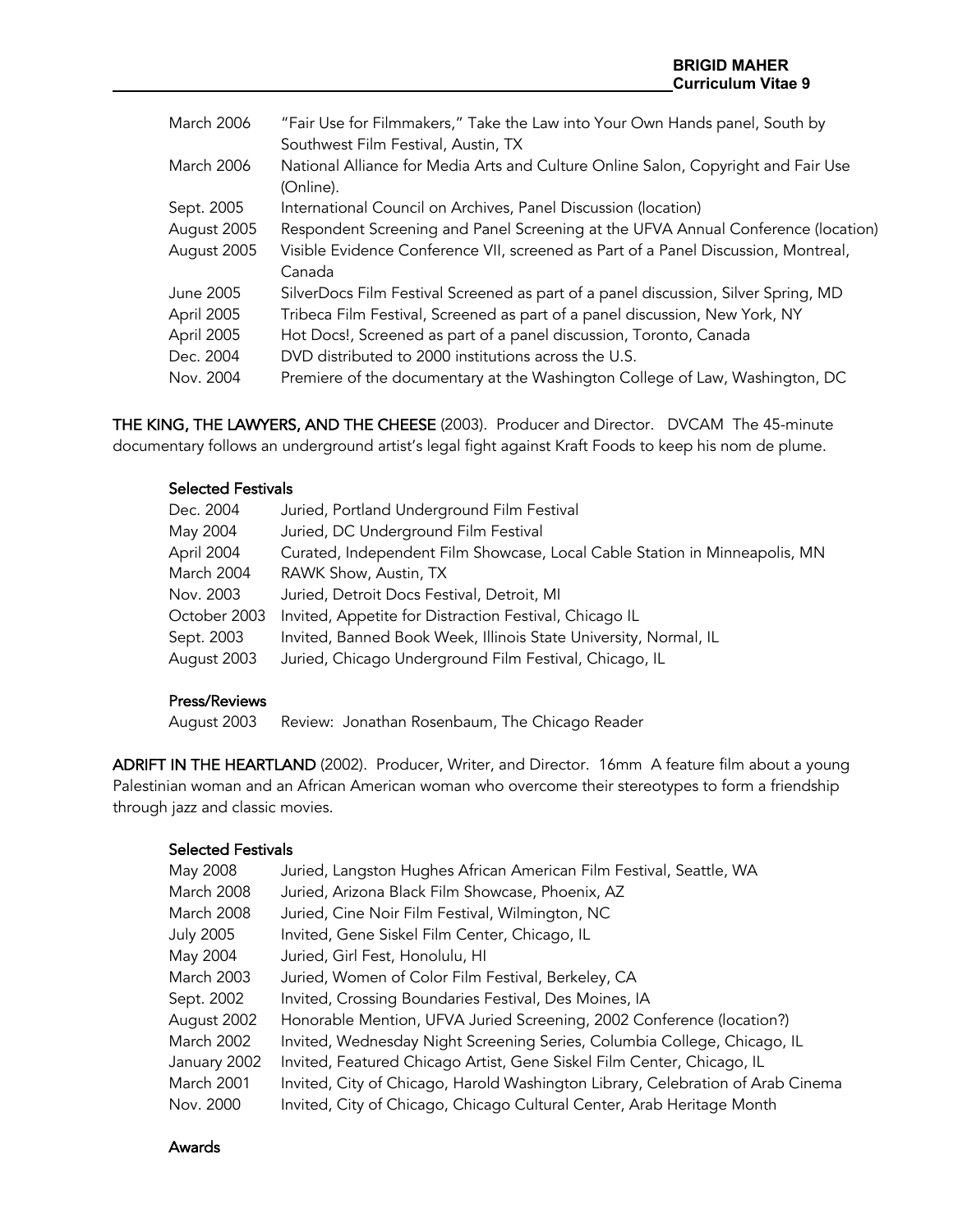| | |
|---|---|
| March 2006 | "Fair Use for Filmmakers," Take the Law into Your Own Hands panel, South by Southwest Film Festival, Austin, TX |
| March 2006 | National Alliance for Media Arts and Culture Online Salon, Copyright and Fair Use (Online). |
| Sept. 2005 | International Council on Archives, Panel Discussion (location) |
| August 2005 | Respondent Screening and Panel Screening at the UFVA Annual Conference (location) |
| August 2005 | Visible Evidence Conference VII, screened as Part of a Panel Discussion, Montreal, Canada |
| June 2005 | SilverDocs Film Festival Screened as part of a panel discussion, Silver Spring, MD |
| April 2005 | Tribeca Film Festival, Screened as part of a panel discussion, New York, NY |
| April 2005 | Hot Docs!, Screened as part of a panel discussion, Toronto, Canada |
| Dec. 2004 | DVD distributed to 2000 institutions across the U.S. |
| Nov. 2004 | Premiere of the documentary at the Washington College of Law, Washington, DC |

**THE KING, THE LAWYERS, AND THE CHEESE** (2003). Producer and Director. DVCAM The 45-minute documentary follows an underground artist's legal fight against Kraft Foods to keep his nom de plume.

#### Selected Festivals

| | |
|---|---|
| Dec. 2004 | Juried, Portland Underground Film Festival |
| May 2004 | Juried, DC Underground Film Festival |
| April 2004 | Curated, Independent Film Showcase, Local Cable Station in Minneapolis, MN |
| March 2004 | RAWK Show, Austin, TX |
| Nov. 2003 | Juried, Detroit Docs Festival, Detroit, MI |
| October 2003 | Invited, Appetite for Distraction Festival, Chicago IL |
| Sept. 2003 | Invited, Banned Book Week, Illinois State University, Normal, IL |
| August 2003 | Juried, Chicago Underground Film Festival, Chicago, IL |

#### Press/Reviews

| | |
|---|---|
| August 2003 | Review: Jonathan Rosenbaum, The Chicago Reader |

**ADRIFT IN THE HEARTLAND** (2002). Producer, Writer, and Director. 16mm A feature film about a young Palestinian woman and an African American woman who overcome their stereotypes to form a friendship through jazz and classic movies.

#### Selected Festivals

| | |
|---|---|
| May 2008 | Juried, Langston Hughes African American Film Festival, Seattle, WA |
| March 2008 | Juried, Arizona Black Film Showcase, Phoenix, AZ |
| March 2008 | Juried, Cine Noir Film Festival, Wilmington, NC |
| July 2005 | Invited, Gene Siskel Film Center, Chicago, IL |
| May 2004 | Juried, Girl Fest, Honolulu, HI |
| March 2003 | Juried, Women of Color Film Festival, Berkeley, CA |
| Sept. 2002 | Invited, Crossing Boundaries Festival, Des Moines, IA |
| August 2002 | Honorable Mention, UFVA Juried Screening, 2002 Conference (location?) |
| March 2002 | Invited, Wednesday Night Screening Series, Columbia College, Chicago, IL |
| January 2002 | Invited, Featured Chicago Artist, Gene Siskel Film Center, Chicago, IL |
| March 2001 | Invited, City of Chicago, Harold Washington Library, Celebration of Arab Cinema |
| Nov. 2000 | Invited, City of Chicago, Chicago Cultural Center, Arab Heritage Month |

#### Awards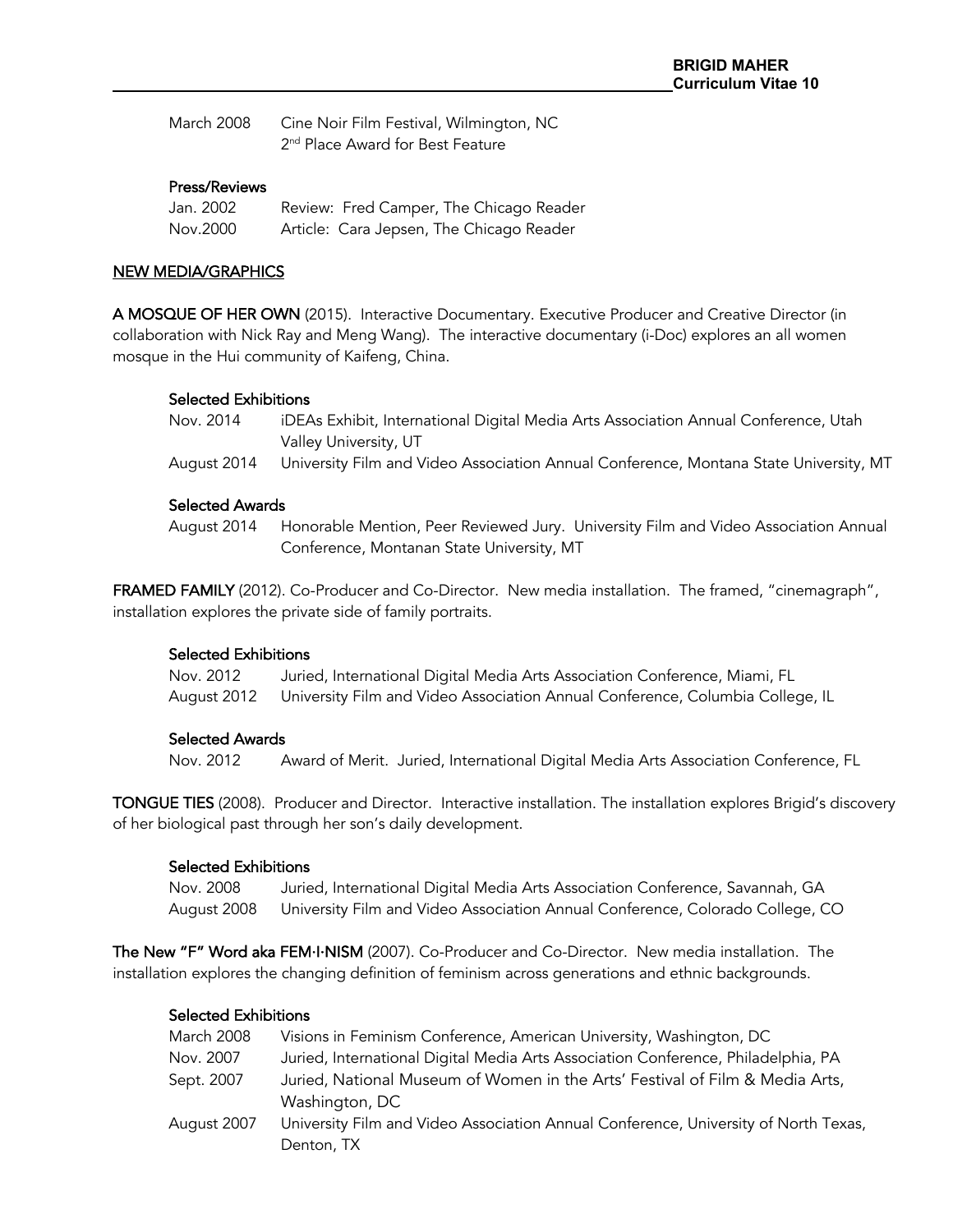March 2008 Cine Noir Film Festival, Wilmington, NC
2nd Place Award for Best Feature

#### Press/Reviews

Jan. 2002 Review: Fred Camper, The Chicago Reader
Nov.2000 Article: Cara Jepsen, The Chicago Reader

## NEW MEDIA/GRAPHICS

**A MOSQUE OF HER OWN** (2015). Interactive Documentary. Executive Producer and Creative Director (in collaboration with Nick Ray and Meng Wang). The interactive documentary (i-Doc) explores an all women mosque in the Hui community of Kaifeng, China.

#### Selected Exhibitions

Nov. 2014 iDEAs Exhibit, International Digital Media Arts Association Annual Conference, Utah Valley University, UT
August 2014 University Film and Video Association Annual Conference, Montana State University, MT

#### Selected Awards

August 2014 Honorable Mention, Peer Reviewed Jury. University Film and Video Association Annual Conference, Montanan State University, MT

**FRAMED FAMILY** (2012). Co-Producer and Co-Director. New media installation. The framed, "cinemagraph", installation explores the private side of family portraits.

#### Selected Exhibitions

Nov. 2012 Juried, International Digital Media Arts Association Conference, Miami, FL
August 2012 University Film and Video Association Annual Conference, Columbia College, IL

#### Selected Awards

Nov. 2012 Award of Merit. Juried, International Digital Media Arts Association Conference, FL

**TONGUE TIES** (2008). Producer and Director. Interactive installation. The installation explores Brigid's discovery of her biological past through her son's daily development.

#### Selected Exhibitions

Nov. 2008 Juried, International Digital Media Arts Association Conference, Savannah, GA
August 2008 University Film and Video Association Annual Conference, Colorado College, CO

**The New "F" Word aka FEM·I·NISM** (2007). Co-Producer and Co-Director. New media installation. The installation explores the changing definition of feminism across generations and ethnic backgrounds.

#### Selected Exhibitions

March 2008 Visions in Feminism Conference, American University, Washington, DC
Nov. 2007 Juried, International Digital Media Arts Association Conference, Philadelphia, PA
Sept. 2007 Juried, National Museum of Women in the Arts' Festival of Film & Media Arts, Washington, DC
August 2007 University Film and Video Association Annual Conference, University of North Texas, Denton, TX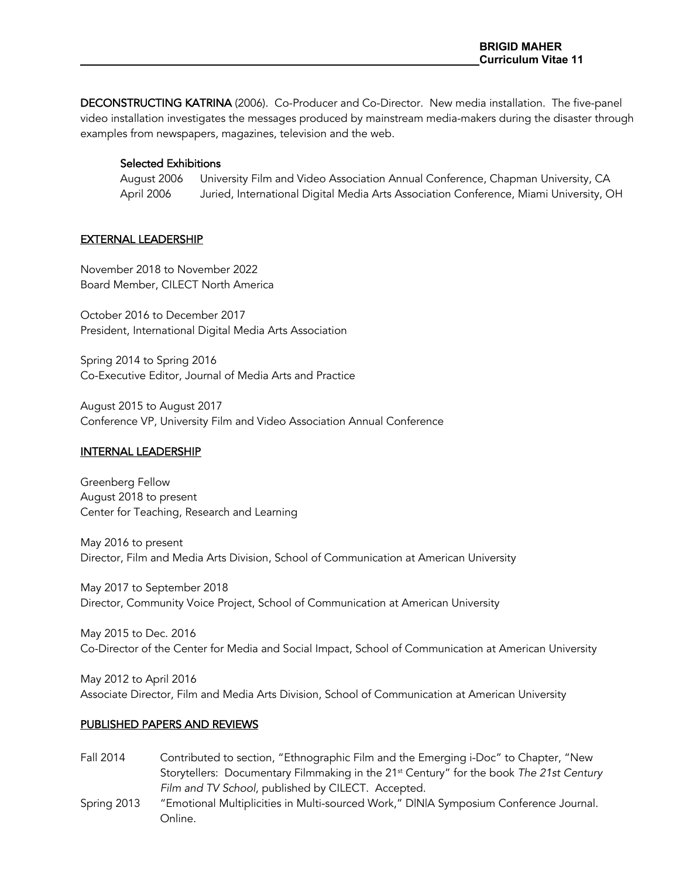**DECONSTRUCTING KATRINA** (2006). Co-Producer and Co-Director. New media installation. The five-panel video installation investigates the messages produced by mainstream media-makers during the disaster through examples from newspapers, magazines, television and the web.

Selected Exhibitions

August 2006 University Film and Video Association Annual Conference, Chapman University, CA
April 2006 Juried, International Digital Media Arts Association Conference, Miami University, OH

## EXTERNAL LEADERSHIP

November 2018 to November 2022
Board Member, CILECT North America

October 2016 to December 2017
President, International Digital Media Arts Association

Spring 2014 to Spring 2016
Co-Executive Editor, Journal of Media Arts and Practice

August 2015 to August 2017
Conference VP, University Film and Video Association Annual Conference

## INTERNAL LEADERSHIP

Greenberg Fellow
August 2018 to present
Center for Teaching, Research and Learning

May 2016 to present
Director, Film and Media Arts Division, School of Communication at American University

May 2017 to September 2018
Director, Community Voice Project, School of Communication at American University

May 2015 to Dec. 2016
Co-Director of the Center for Media and Social Impact, School of Communication at American University

May 2012 to April 2016
Associate Director, Film and Media Arts Division, School of Communication at American University

## PUBLISHED PAPERS AND REVIEWS

Fall 2014 Contributed to section, "Ethnographic Film and the Emerging i-Doc" to Chapter, "New Storytellers: Documentary Filmmaking in the 21st Century" for the book *The 21st Century Film and TV School*, published by CILECT. Accepted.

Spring 2013 "Emotional Multiplicities in Multi-sourced Work," D|N|A Symposium Conference Journal. Online.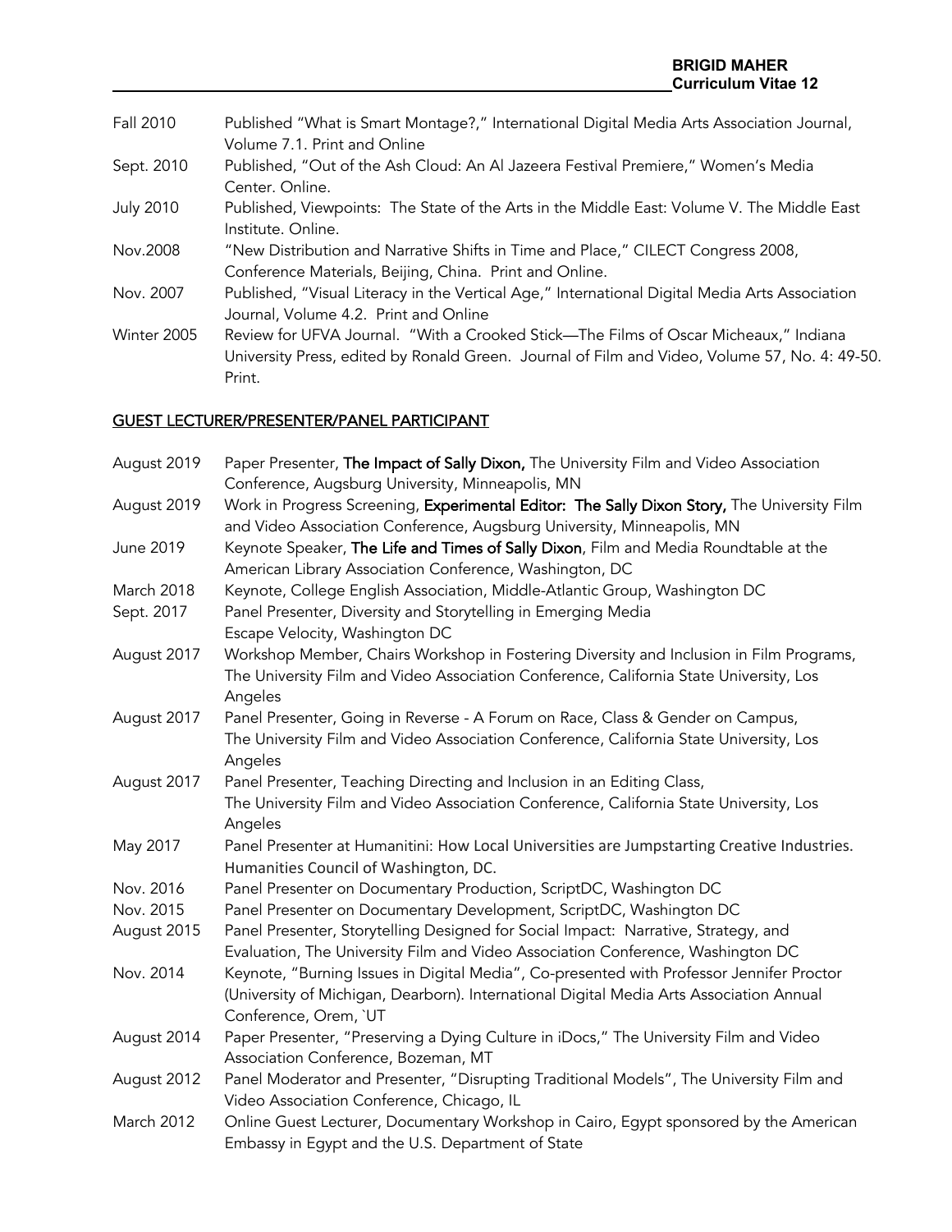Fall 2010 Published "What is Smart Montage?," International Digital Media Arts Association Journal, Volume 7.1. Print and Online

Sept. 2010 Published, "Out of the Ash Cloud: An Al Jazeera Festival Premiere," Women's Media Center. Online.

July 2010 Published, Viewpoints: The State of the Arts in the Middle East: Volume V. The Middle East Institute. Online.

Nov.2008 "New Distribution and Narrative Shifts in Time and Place," CILECT Congress 2008, Conference Materials, Beijing, China. Print and Online.

Nov. 2007 Published, "Visual Literacy in the Vertical Age," International Digital Media Arts Association Journal, Volume 4.2. Print and Online

Winter 2005 Review for UFVA Journal. "With a Crooked Stick—The Films of Oscar Micheaux," Indiana University Press, edited by Ronald Green. Journal of Film and Video, Volume 57, No. 4: 49-50. Print.

## GUEST LECTURER/PRESENTER/PANEL PARTICIPANT

August 2019 Paper Presenter, **The Impact of Sally Dixon,** The University Film and Video Association Conference, Augsburg University, Minneapolis, MN

August 2019 Work in Progress Screening, **Experimental Editor: The Sally Dixon Story,** The University Film and Video Association Conference, Augsburg University, Minneapolis, MN

June 2019 Keynote Speaker, **The Life and Times of Sally Dixon**, Film and Media Roundtable at the American Library Association Conference, Washington, DC

March 2018 Keynote, College English Association, Middle-Atlantic Group, Washington DC

Sept. 2017 Panel Presenter, Diversity and Storytelling in Emerging Media Escape Velocity, Washington DC

August 2017 Workshop Member, Chairs Workshop in Fostering Diversity and Inclusion in Film Programs, The University Film and Video Association Conference, California State University, Los Angeles

August 2017 Panel Presenter, Going in Reverse - A Forum on Race, Class & Gender on Campus, The University Film and Video Association Conference, California State University, Los Angeles

August 2017 Panel Presenter, Teaching Directing and Inclusion in an Editing Class, The University Film and Video Association Conference, California State University, Los Angeles

May 2017 Panel Presenter at Humanitini: How Local Universities are Jumpstarting Creative Industries. Humanities Council of Washington, DC.

Nov. 2016 Panel Presenter on Documentary Production, ScriptDC, Washington DC

Nov. 2015 Panel Presenter on Documentary Development, ScriptDC, Washington DC

August 2015 Panel Presenter, Storytelling Designed for Social Impact: Narrative, Strategy, and Evaluation, The University Film and Video Association Conference, Washington DC

Nov. 2014 Keynote, "Burning Issues in Digital Media", Co-presented with Professor Jennifer Proctor (University of Michigan, Dearborn). International Digital Media Arts Association Annual Conference, Orem, `UT

August 2014 Paper Presenter, "Preserving a Dying Culture in iDocs," The University Film and Video Association Conference, Bozeman, MT

August 2012 Panel Moderator and Presenter, "Disrupting Traditional Models", The University Film and Video Association Conference, Chicago, IL

March 2012 Online Guest Lecturer, Documentary Workshop in Cairo, Egypt sponsored by the American Embassy in Egypt and the U.S. Department of State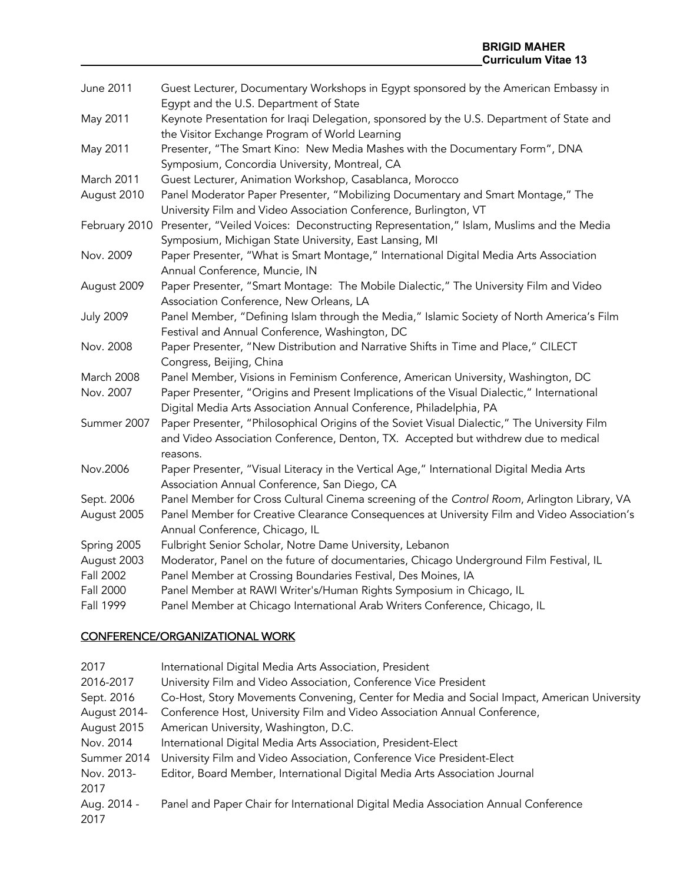| | |
|---|---|
| June 2011 | Guest Lecturer, Documentary Workshops in Egypt sponsored by the American Embassy in Egypt and the U.S. Department of State |
| May 2011 | Keynote Presentation for Iraqi Delegation, sponsored by the U.S. Department of State and the Visitor Exchange Program of World Learning |
| May 2011 | Presenter, "The Smart Kino: New Media Mashes with the Documentary Form", DNA Symposium, Concordia University, Montreal, CA |
| March 2011 | Guest Lecturer, Animation Workshop, Casablanca, Morocco |
| August 2010 | Panel Moderator Paper Presenter, "Mobilizing Documentary and Smart Montage," The University Film and Video Association Conference, Burlington, VT |
| February 2010 | Presenter, "Veiled Voices: Deconstructing Representation," Islam, Muslims and the Media Symposium, Michigan State University, East Lansing, MI |
| Nov. 2009 | Paper Presenter, "What is Smart Montage," International Digital Media Arts Association Annual Conference, Muncie, IN |
| August 2009 | Paper Presenter, "Smart Montage: The Mobile Dialectic," The University Film and Video Association Conference, New Orleans, LA |
| July 2009 | Panel Member, "Defining Islam through the Media," Islamic Society of North America's Film Festival and Annual Conference, Washington, DC |
| Nov. 2008 | Paper Presenter, "New Distribution and Narrative Shifts in Time and Place," CILECT Congress, Beijing, China |
| March 2008 | Panel Member, Visions in Feminism Conference, American University, Washington, DC |
| Nov. 2007 | Paper Presenter, "Origins and Present Implications of the Visual Dialectic," International Digital Media Arts Association Annual Conference, Philadelphia, PA |
| Summer 2007 | Paper Presenter, "Philosophical Origins of the Soviet Visual Dialectic," The University Film and Video Association Conference, Denton, TX. Accepted but withdrew due to medical reasons. |
| Nov.2006 | Paper Presenter, "Visual Literacy in the Vertical Age," International Digital Media Arts Association Annual Conference, San Diego, CA |
| Sept. 2006 | Panel Member for Cross Cultural Cinema screening of the *Control Room*, Arlington Library, VA |
| August 2005 | Panel Member for Creative Clearance Consequences at University Film and Video Association's Annual Conference, Chicago, IL |
| Spring 2005 | Fulbright Senior Scholar, Notre Dame University, Lebanon |
| August 2003 | Moderator, Panel on the future of documentaries, Chicago Underground Film Festival, IL |
| Fall 2002 | Panel Member at Crossing Boundaries Festival, Des Moines, IA |
| Fall 2000 | Panel Member at RAWI Writer's/Human Rights Symposium in Chicago, IL |
| Fall 1999 | Panel Member at Chicago International Arab Writers Conference, Chicago, IL |

## CONFERENCE/ORGANIZATIONAL WORK

| | |
|---|---|
| 2017 | International Digital Media Arts Association, President |
| 2016-2017 | University Film and Video Association, Conference Vice President |
| Sept. 2016 | Co-Host, Story Movements Convening, Center for Media and Social Impact, American University |
| August 2014-August 2015 | Conference Host, University Film and Video Association Annual Conference, American University, Washington, D.C. |
| Nov. 2014 | International Digital Media Arts Association, President-Elect |
| Summer 2014 | University Film and Video Association, Conference Vice President-Elect |
| Nov. 2013-2017 | Editor, Board Member, International Digital Media Arts Association Journal |
| Aug. 2014 - 2017 | Panel and Paper Chair for International Digital Media Association Annual Conference |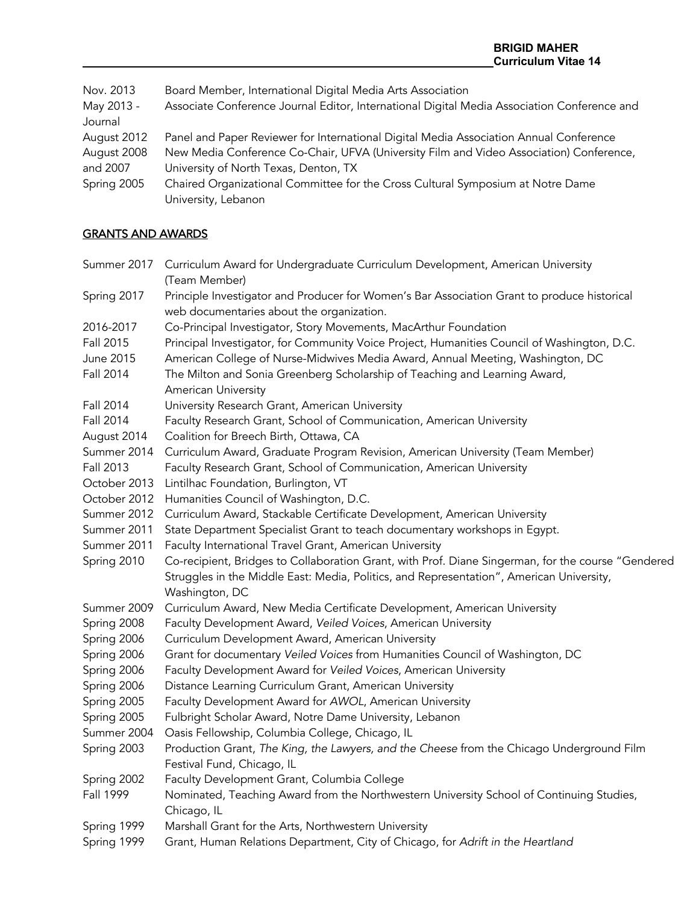| | |
|---|---|
| Nov. 2013 | Board Member, International Digital Media Arts Association |
| May 2013 - Journal | Associate Conference Journal Editor, International Digital Media Association Conference and |
| August 2012 | Panel and Paper Reviewer for International Digital Media Association Annual Conference |
| August 2008 and 2007 | New Media Conference Co-Chair, UFVA (University Film and Video Association) Conference, University of North Texas, Denton, TX |
| Spring 2005 | Chaired Organizational Committee for the Cross Cultural Symposium at Notre Dame University, Lebanon |

## GRANTS AND AWARDS

| | |
|---|---|
| Summer 2017 | Curriculum Award for Undergraduate Curriculum Development, American University (Team Member) |
| Spring 2017 | Principle Investigator and Producer for Women's Bar Association Grant to produce historical web documentaries about the organization. |
| 2016-2017 | Co-Principal Investigator, Story Movements, MacArthur Foundation |
| Fall 2015 | Principal Investigator, for Community Voice Project, Humanities Council of Washington, D.C. |
| June 2015 | American College of Nurse-Midwives Media Award, Annual Meeting, Washington, DC |
| Fall 2014 | The Milton and Sonia Greenberg Scholarship of Teaching and Learning Award, American University |
| Fall 2014 | University Research Grant, American University |
| Fall 2014 | Faculty Research Grant, School of Communication, American University |
| August 2014 | Coalition for Breech Birth, Ottawa, CA |
| Summer 2014 | Curriculum Award, Graduate Program Revision, American University (Team Member) |
| Fall 2013 | Faculty Research Grant, School of Communication, American University |
| October 2013 | Lintilhac Foundation, Burlington, VT |
| October 2012 | Humanities Council of Washington, D.C. |
| Summer 2012 | Curriculum Award, Stackable Certificate Development, American University |
| Summer 2011 | State Department Specialist Grant to teach documentary workshops in Egypt. |
| Summer 2011 | Faculty International Travel Grant, American University |
| Spring 2010 | Co-recipient, Bridges to Collaboration Grant, with Prof. Diane Singerman, for the course "Gendered Struggles in the Middle East: Media, Politics, and Representation", American University, Washington, DC |
| Summer 2009 | Curriculum Award, New Media Certificate Development, American University |
| Spring 2008 | Faculty Development Award, *Veiled Voices*, American University |
| Spring 2006 | Curriculum Development Award, American University |
| Spring 2006 | Grant for documentary *Veiled Voices* from Humanities Council of Washington, DC |
| Spring 2006 | Faculty Development Award for *Veiled Voices*, American University |
| Spring 2006 | Distance Learning Curriculum Grant, American University |
| Spring 2005 | Faculty Development Award for *AWOL*, American University |
| Spring 2005 | Fulbright Scholar Award, Notre Dame University, Lebanon |
| Summer 2004 | Oasis Fellowship, Columbia College, Chicago, IL |
| Spring 2003 | Production Grant, *The King, the Lawyers, and the Cheese* from the Chicago Underground Film Festival Fund, Chicago, IL |
| Spring 2002 | Faculty Development Grant, Columbia College |
| Fall 1999 | Nominated, Teaching Award from the Northwestern University School of Continuing Studies, Chicago, IL |
| Spring 1999 | Marshall Grant for the Arts, Northwestern University |
| Spring 1999 | Grant, Human Relations Department, City of Chicago, for *Adrift in the Heartland* |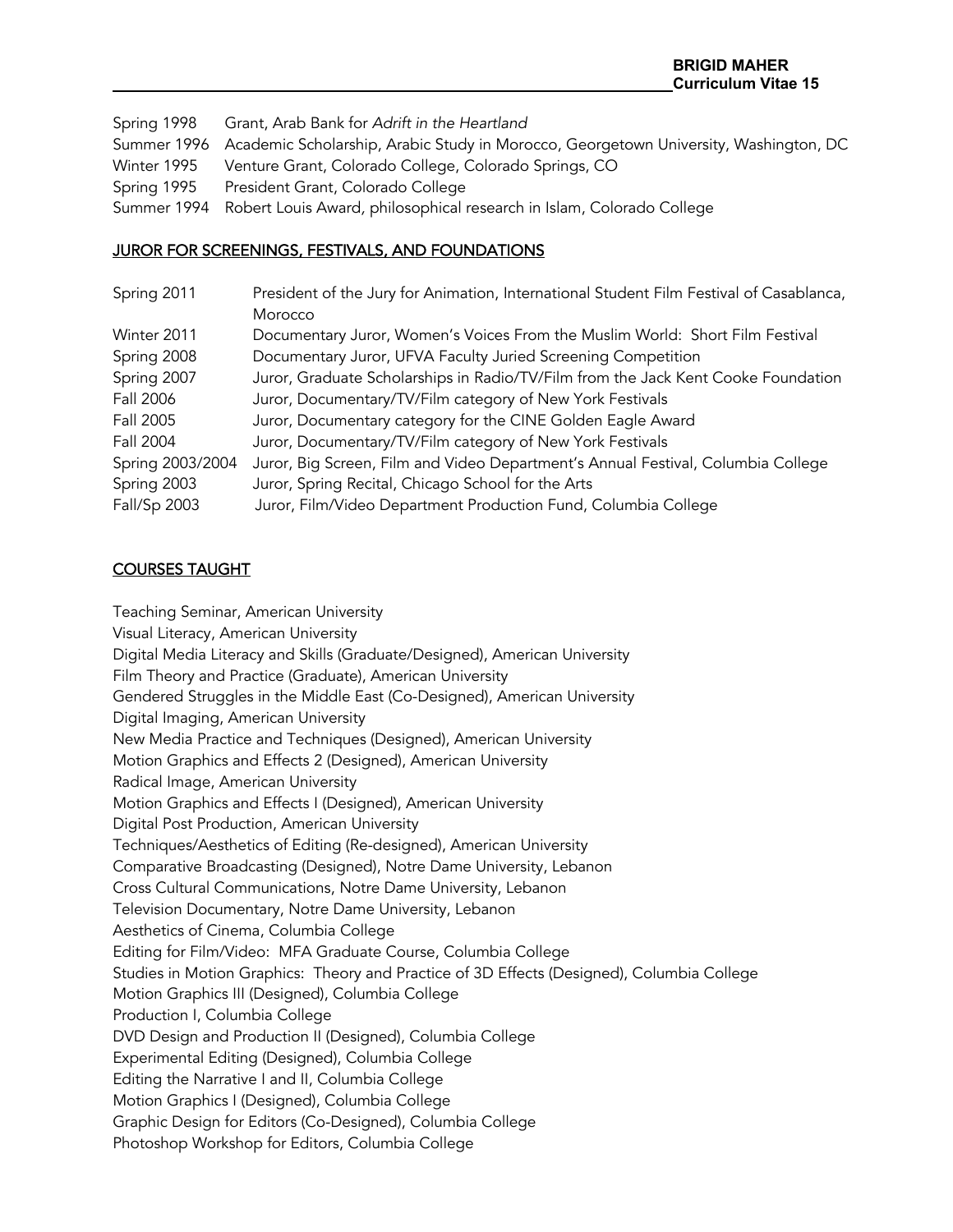Spring 1998 Grant, Arab Bank for *Adrift in the Heartland*
Summer 1996 Academic Scholarship, Arabic Study in Morocco, Georgetown University, Washington, DC
Winter 1995 Venture Grant, Colorado College, Colorado Springs, CO
Spring 1995 President Grant, Colorado College
Summer 1994 Robert Louis Award, philosophical research in Islam, Colorado College

## JUROR FOR SCREENINGS, FESTIVALS, AND FOUNDATIONS

Spring 2011 President of the Jury for Animation, International Student Film Festival of Casablanca, Morocco
Winter 2011 Documentary Juror, Women's Voices From the Muslim World: Short Film Festival
Spring 2008 Documentary Juror, UFVA Faculty Juried Screening Competition
Spring 2007 Juror, Graduate Scholarships in Radio/TV/Film from the Jack Kent Cooke Foundation
Fall 2006 Juror, Documentary/TV/Film category of New York Festivals
Fall 2005 Juror, Documentary category for the CINE Golden Eagle Award
Fall 2004 Juror, Documentary/TV/Film category of New York Festivals
Spring 2003/2004 Juror, Big Screen, Film and Video Department's Annual Festival, Columbia College
Spring 2003 Juror, Spring Recital, Chicago School for the Arts
Fall/Sp 2003 Juror, Film/Video Department Production Fund, Columbia College

## COURSES TAUGHT

Teaching Seminar, American University
Visual Literacy, American University
Digital Media Literacy and Skills (Graduate/Designed), American University
Film Theory and Practice (Graduate), American University
Gendered Struggles in the Middle East (Co-Designed), American University
Digital Imaging, American University
New Media Practice and Techniques (Designed), American University
Motion Graphics and Effects 2 (Designed), American University
Radical Image, American University
Motion Graphics and Effects I (Designed), American University
Digital Post Production, American University
Techniques/Aesthetics of Editing (Re-designed), American University
Comparative Broadcasting (Designed), Notre Dame University, Lebanon
Cross Cultural Communications, Notre Dame University, Lebanon
Television Documentary, Notre Dame University, Lebanon
Aesthetics of Cinema, Columbia College
Editing for Film/Video: MFA Graduate Course, Columbia College
Studies in Motion Graphics: Theory and Practice of 3D Effects (Designed), Columbia College
Motion Graphics III (Designed), Columbia College
Production I, Columbia College
DVD Design and Production II (Designed), Columbia College
Experimental Editing (Designed), Columbia College
Editing the Narrative I and II, Columbia College
Motion Graphics I (Designed), Columbia College
Graphic Design for Editors (Co-Designed), Columbia College
Photoshop Workshop for Editors, Columbia College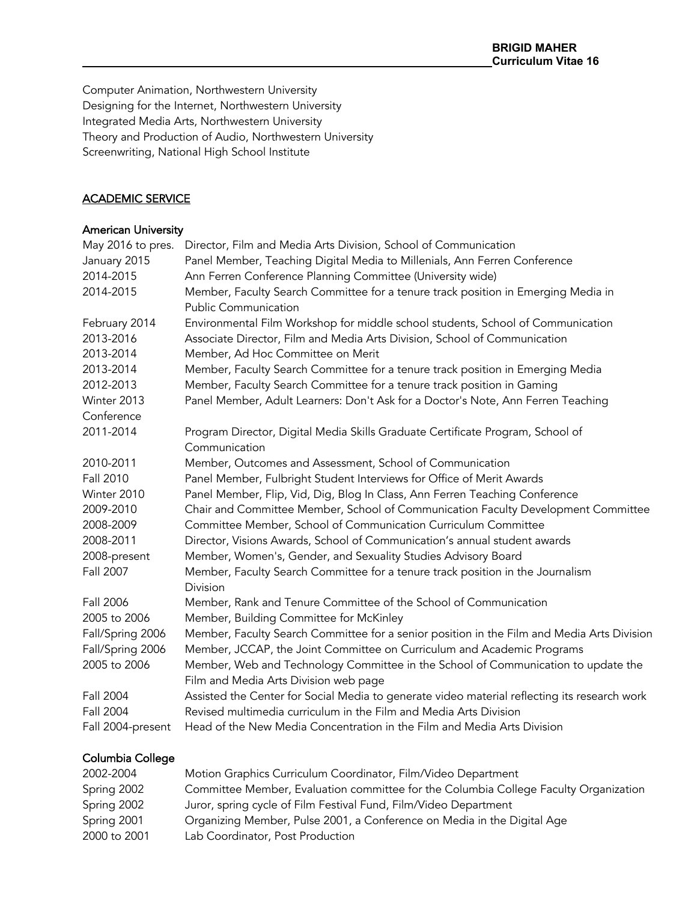Computer Animation, Northwestern University
Designing for the Internet, Northwestern University
Integrated Media Arts, Northwestern University
Theory and Production of Audio, Northwestern University
Screenwriting, National High School Institute

## ACADEMIC SERVICE

### American University

| | |
|---|---|
| May 2016 to pres. | Director, Film and Media Arts Division, School of Communication |
| January 2015 | Panel Member, Teaching Digital Media to Millenials, Ann Ferren Conference |
| 2014-2015 | Ann Ferren Conference Planning Committee (University wide) |
| 2014-2015 | Member, Faculty Search Committee for a tenure track position in Emerging Media in Public Communication |
| February 2014 | Environmental Film Workshop for middle school students, School of Communication |
| 2013-2016 | Associate Director, Film and Media Arts Division, School of Communication |
| 2013-2014 | Member, Ad Hoc Committee on Merit |
| 2013-2014 | Member, Faculty Search Committee for a tenure track position in Emerging Media |
| 2012-2013 | Member, Faculty Search Committee for a tenure track position in Gaming |
| Winter 2013 | Panel Member, Adult Learners: Don't Ask for a Doctor's Note, Ann Ferren Teaching Conference |
| 2011-2014 | Program Director, Digital Media Skills Graduate Certificate Program, School of Communication |
| 2010-2011 | Member, Outcomes and Assessment, School of Communication |
| Fall 2010 | Panel Member, Fulbright Student Interviews for Office of Merit Awards |
| Winter 2010 | Panel Member, Flip, Vid, Dig, Blog In Class, Ann Ferren Teaching Conference |
| 2009-2010 | Chair and Committee Member, School of Communication Faculty Development Committee |
| 2008-2009 | Committee Member, School of Communication Curriculum Committee |
| 2008-2011 | Director, Visions Awards, School of Communication's annual student awards |
| 2008-present | Member, Women's, Gender, and Sexuality Studies Advisory Board |
| Fall 2007 | Member, Faculty Search Committee for a tenure track position in the Journalism Division |
| Fall 2006 | Member, Rank and Tenure Committee of the School of Communication |
| 2005 to 2006 | Member, Building Committee for McKinley |
| Fall/Spring 2006 | Member, Faculty Search Committee for a senior position in the Film and Media Arts Division |
| Fall/Spring 2006 | Member, JCCAP, the Joint Committee on Curriculum and Academic Programs |
| 2005 to 2006 | Member, Web and Technology Committee in the School of Communication to update the Film and Media Arts Division web page |
| Fall 2004 | Assisted the Center for Social Media to generate video material reflecting its research work |
| Fall 2004 | Revised multimedia curriculum in the Film and Media Arts Division |
| Fall 2004-present | Head of the New Media Concentration in the Film and Media Arts Division |

### Columbia College

| | |
|---|---|
| 2002-2004 | Motion Graphics Curriculum Coordinator, Film/Video Department |
| Spring 2002 | Committee Member, Evaluation committee for the Columbia College Faculty Organization |
| Spring 2002 | Juror, spring cycle of Film Festival Fund, Film/Video Department |
| Spring 2001 | Organizing Member, Pulse 2001, a Conference on Media in the Digital Age |
| 2000 to 2001 | Lab Coordinator, Post Production |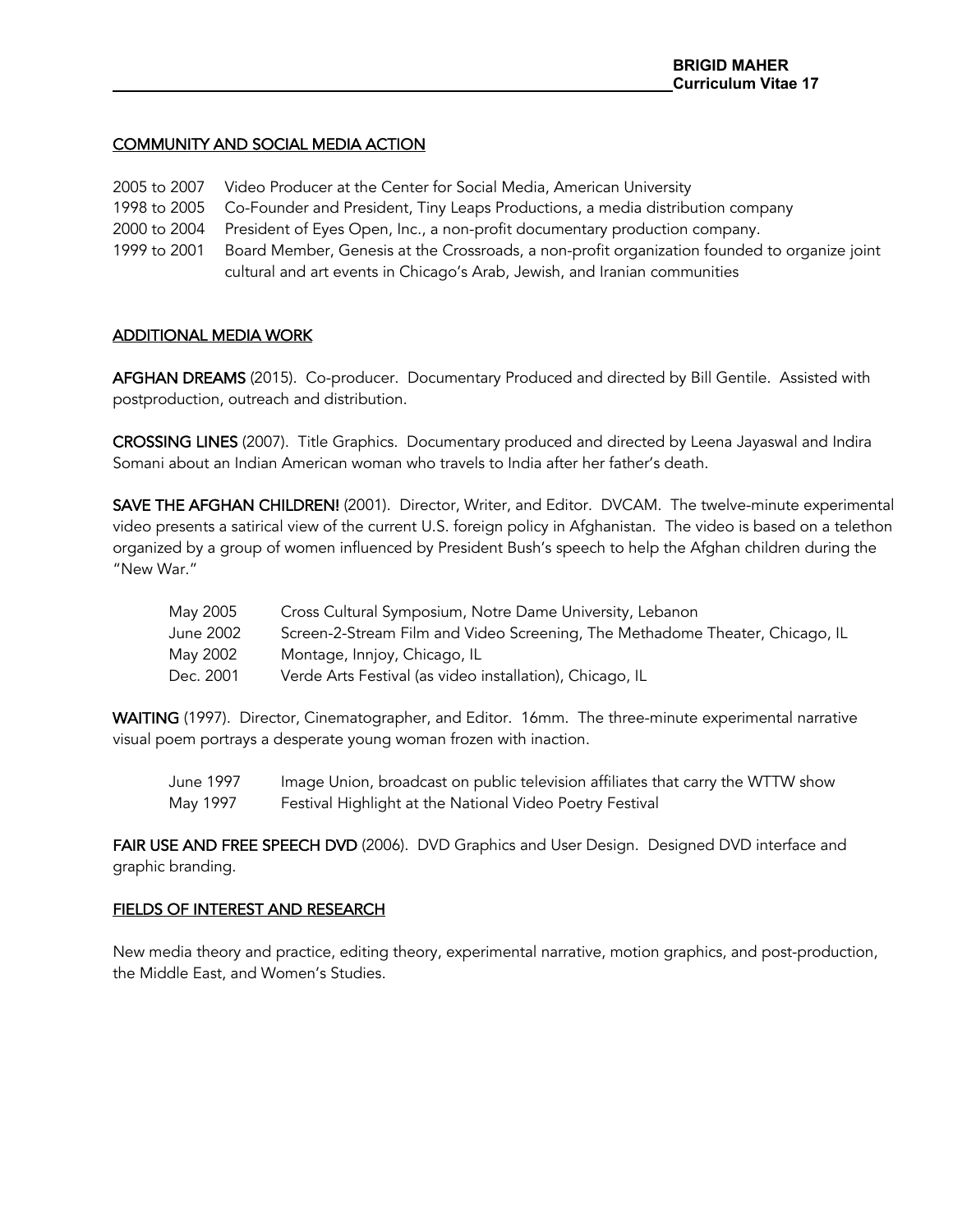## COMMUNITY AND SOCIAL MEDIA ACTION

| | |
|---|---|
| 2005 to 2007 | Video Producer at the Center for Social Media, American University |
| 1998 to 2005 | Co-Founder and President, Tiny Leaps Productions, a media distribution company |
| 2000 to 2004 | President of Eyes Open, Inc., a non-profit documentary production company. |
| 1999 to 2001 | Board Member, Genesis at the Crossroads, a non-profit organization founded to organize joint cultural and art events in Chicago's Arab, Jewish, and Iranian communities |

## ADDITIONAL MEDIA WORK

**AFGHAN DREAMS** (2015). Co-producer. Documentary Produced and directed by Bill Gentile. Assisted with postproduction, outreach and distribution.

**CROSSING LINES** (2007). Title Graphics. Documentary produced and directed by Leena Jayaswal and Indira Somani about an Indian American woman who travels to India after her father's death.

**SAVE THE AFGHAN CHILDREN!** (2001). Director, Writer, and Editor. DVCAM. The twelve-minute experimental video presents a satirical view of the current U.S. foreign policy in Afghanistan. The video is based on a telethon organized by a group of women influenced by President Bush's speech to help the Afghan children during the "New War."

| | |
|---|---|
| May 2005 | Cross Cultural Symposium, Notre Dame University, Lebanon |
| June 2002 | Screen-2-Stream Film and Video Screening, The Methadome Theater, Chicago, IL |
| May 2002 | Montage, Innjoy, Chicago, IL |
| Dec. 2001 | Verde Arts Festival (as video installation), Chicago, IL |

**WAITING** (1997). Director, Cinematographer, and Editor. 16mm. The three-minute experimental narrative visual poem portrays a desperate young woman frozen with inaction.

| | |
|---|---|
| June 1997 | Image Union, broadcast on public television affiliates that carry the WTTW show |
| May 1997 | Festival Highlight at the National Video Poetry Festival |

**FAIR USE AND FREE SPEECH DVD** (2006). DVD Graphics and User Design. Designed DVD interface and graphic branding.

## FIELDS OF INTEREST AND RESEARCH

New media theory and practice, editing theory, experimental narrative, motion graphics, and post-production, the Middle East, and Women's Studies.